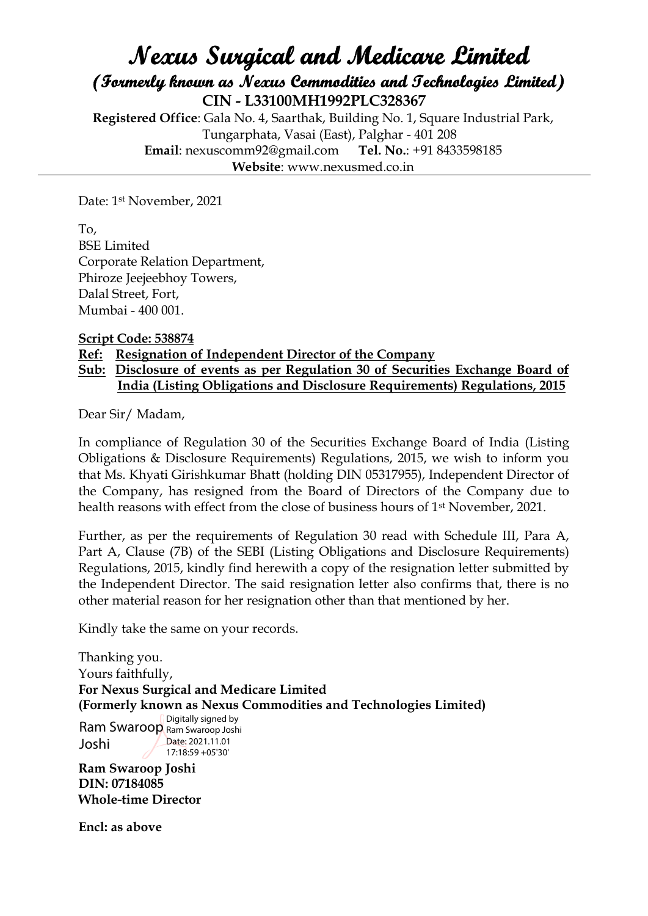# Nexus Surgical and Medicare Limited

## (Formerly known as Nexus Commodities and Technologies Limited)

**CIN - L33100MH1992PLC328367**

**Registered Office**: Gala No. 4, Saarthak, Building No. 1, Square Industrial Park, Tungarphata, Vasai (East), Palghar - 401 208
**Email**: nexuscomm92@gmail.com **Tel. No.**: +91 8433598185
**Website**: www.nexusmed.co.in

---

Date: 1st November, 2021

To,
BSE Limited
Corporate Relation Department,
Phiroze Jeejeebhoy Towers,
Dalal Street, Fort,
Mumbai - 400 001.

**Script Code: 538874**

**Ref: Resignation of Independent Director of the Company**

**Sub: Disclosure of events as per Regulation 30 of Securities Exchange Board of India (Listing Obligations and Disclosure Requirements) Regulations, 2015**

Dear Sir/ Madam,

In compliance of Regulation 30 of the Securities Exchange Board of India (Listing Obligations & Disclosure Requirements) Regulations, 2015, we wish to inform you that Ms. Khyati Girishkumar Bhatt (holding DIN 05317955), Independent Director of the Company, has resigned from the Board of Directors of the Company due to health reasons with effect from the close of business hours of 1st November, 2021.

Further, as per the requirements of Regulation 30 read with Schedule III, Para A, Part A, Clause (7B) of the SEBI (Listing Obligations and Disclosure Requirements) Regulations, 2015, kindly find herewith a copy of the resignation letter submitted by the Independent Director. The said resignation letter also confirms that, there is no other material reason for her resignation other than that mentioned by her.

Kindly take the same on your records.

Thanking you.
Yours faithfully,
**For Nexus Surgical and Medicare Limited**
**(Formerly known as Nexus Commodities and Technologies Limited)**

Ram Swaroop Joshi
Digitally signed by Ram Swaroop Joshi
Date: 2021.11.01 17:18:59 +05'30'

**Ram Swaroop Joshi**
**DIN: 07184085**
**Whole-time Director**

**Encl: as above**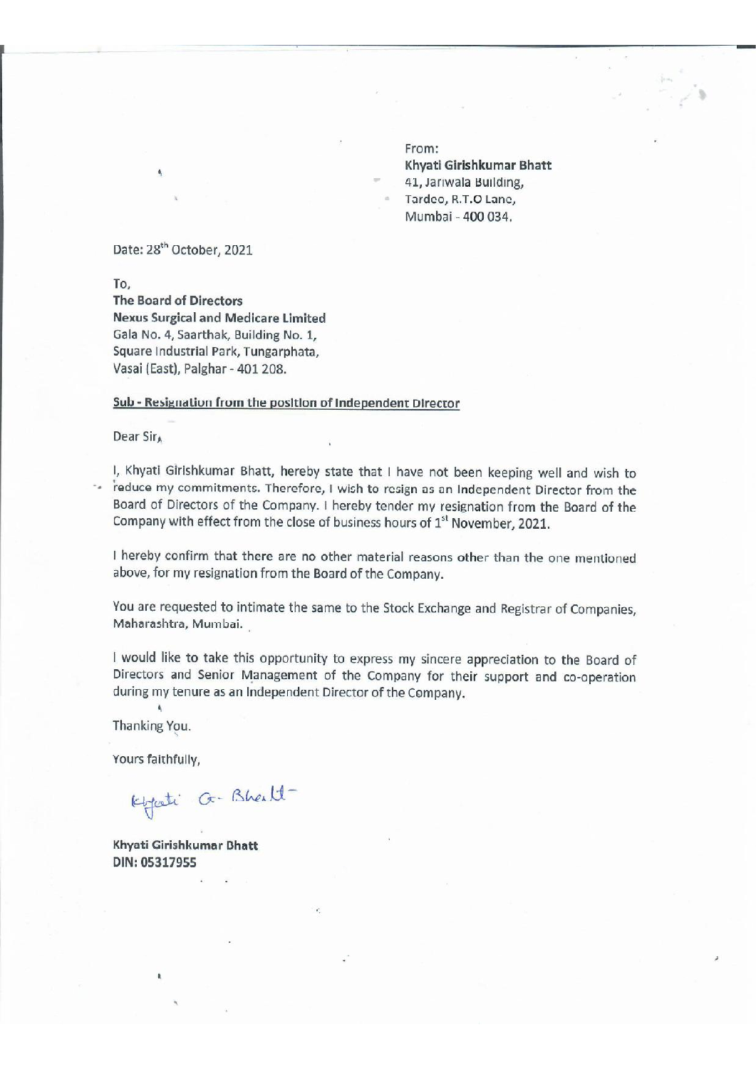From:
**Khyati Girishkumar Bhatt**
41, Jariwala Building,
Tardeo, R.T.O Lane,
Mumbai - 400 034.

Date: 28th October, 2021

To,
**The Board of Directors**
**Nexus Surgical and Medicare Limited**
Gala No. 4, Saarthak, Building No. 1,
Square Industrial Park, Tungarphata,
Vasai (East), Palghar - 401 208.

**Sub - Resignation from the position of Independent Director**

Dear Sir,

I, Khyati Girishkumar Bhatt, hereby state that I have not been keeping well and wish to reduce my commitments. Therefore, I wish to resign as an Independent Director from the Board of Directors of the Company. I hereby tender my resignation from the Board of the Company with effect from the close of business hours of 1st November, 2021.

I hereby confirm that there are no other material reasons other than the one mentioned above, for my resignation from the Board of the Company.

You are requested to intimate the same to the Stock Exchange and Registrar of Companies, Maharashtra, Mumbai.

I would like to take this opportunity to express my sincere appreciation to the Board of Directors and Senior Management of the Company for their support and co-operation during my tenure as an Independent Director of the Company.

Thanking You.

Yours faithfully,

Khyati G. Bhatt

**Khyati Girishkumar Bhatt**
**DIN: 05317955**